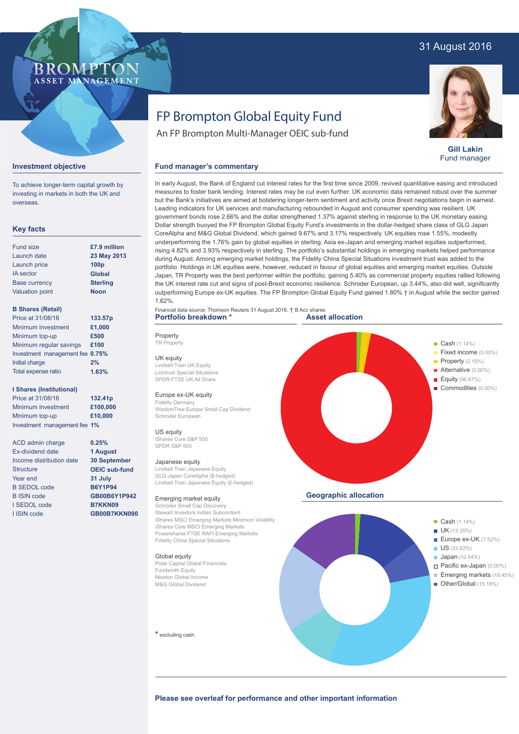# FP Brompton Global Equity Fund

An FP Brompton Multi-Manager OEIC sub-fund

31 August 2016

**Gill Lakin**
Fund manager

## Investment objective

To achieve longer-term capital growth by investing in markets in both the UK and overseas.

## Key facts

| | |
|---|---|
| Fund size | **£7.9 million** |
| Launch date | **23 May 2013** |
| Launch price | **100p** |
| IA sector | **Global** |
| Base currency | **Sterling** |
| Valuation point | **Noon** |

**B Shares (Retail)**

| | |
|---|---|
| Price at 31/08/16 | **133.57p** |
| Minimum investment | **£1,000** |
| Minimum top-up | **£500** |
| Minimum regular savings | **£100** |
| Investment management fee | **0.75%** |
| Initial charge | **2%** |
| Total expense ratio | **1.63%** |

**I Shares (Institutional)**

| | |
|---|---|
| Price at 31/08/16 | **132.41p** |
| Minimum investment | **£100,000** |
| Minimum top-up | **£10,000** |
| Investment management fee | **1%** |

| | |
|---|---|
| ACD admin charge | **0.25%** |
| Ex-dividend date | **1 August** |
| Income distribution date | **30 September** |
| Structure | **OEIC sub-fund** |
| Year end | **31 July** |
| B SEDOL code | **B6Y1P94** |
| B ISIN code | **GB00B6Y1P942** |
| I SEDOL code | **B7KKN09** |
| I ISIN code | **GB00B7KKN090** |

## Fund manager's commentary

In early August, the Bank of England cut interest rates for the first time since 2009, revived quantitative easing and introduced measures to foster bank lending. Interest rates may be cut even further. UK economic data remained robust over the summer but the Bank's initiatives are aimed at bolstering longer-term sentiment and activity once Brexit negotiations begin in earnest. Leading indicators for UK services and manufacturing rebounded in August and consumer spending was resilient. UK government bonds rose 2.66% and the dollar strengthened 1.37% against sterling in response to the UK monetary easing. Dollar strength buoyed the FP Brompton Global Equity Fund's investments in the dollar-hedged share class of GLG Japan CoreAlpha and M&G Global Dividend, which gained 9.67% and 3.17% respectively. UK equities rose 1.55%, modestly underperforming the 1.76% gain by global equities in sterling. Asia ex-Japan and emerging market equities outperformed, rising 4.82% and 3.93% respectively in sterling. The portfolio's substantial holdings in emerging markets helped performance during August. Among emerging market holdings, the Fidelity China Special Situations investment trust was added to the portfolio. Holdings in UK equities were, however, reduced in favour of global equities and emerging market equities. Outside Japan, TR Property was the best performer within the portfolio, gaining 5.40% as commercial property equities rallied following the UK interest rate cut and signs of post-Brexit economic resilience. Schroder European, up 3.44%, also did well, significantly outperforming Europe ex-UK equities. The FP Brompton Global Equity Fund gained 1.80% † in August while the sector gained 1.62%.

Financial data source: Thomson Reuters 31 August 2016. † B Acc shares

## Portfolio breakdown *

**Property**
TR Property

**UK equity**
Lindsell Train UK Equity
Liontrust Special Situations
SPDR FTSE UK All Share

**Europe ex-UK equity**
Fidelity Germany
WisdomTree Europe Small Cap Dividend
Schroder European

**US equity**
iShares Core S&P 500
SPDR S&P 500

**Japanese equity**
Lindsell Train Japanese Equity
GLG Japan CoreAlpha ($-hedged)
Lindsell Train Japanese Equity (£-hedged)

**Emerging market equity**
Schroder Small Cap Discovery
Stewart Investors Indian Subcontinent
iShares MSCI Emerging Markets Minimum Volatility
iShares Core MSCI Emerging Markets
Powershares FTSE RAFI Emerging Markets
Fidelity China Special Situations

**Global equity**
Polar Capital Global Financials
Fundsmith Equity
Newton Global Income
M&G Global Dividend

\* excluding cash

## Asset allocation

- Cash (1.14%)
- Fixed income (0.00%)
- Property (2.19%)
- Alternative (0.00%)
- Equity (96.67%)
- Commodities (0.00%)

## Geographic allocation

- Cash (1.14%)
- UK (13.35%)
- Europe ex-UK (7.52%)
- US (33.82%)
- Japan (10.54%)
- Pacific ex-Japan (0.00%)
- Emerging markets (18.45%)
- Other/Global (15.18%)

**Please see overleaf for performance and other important information**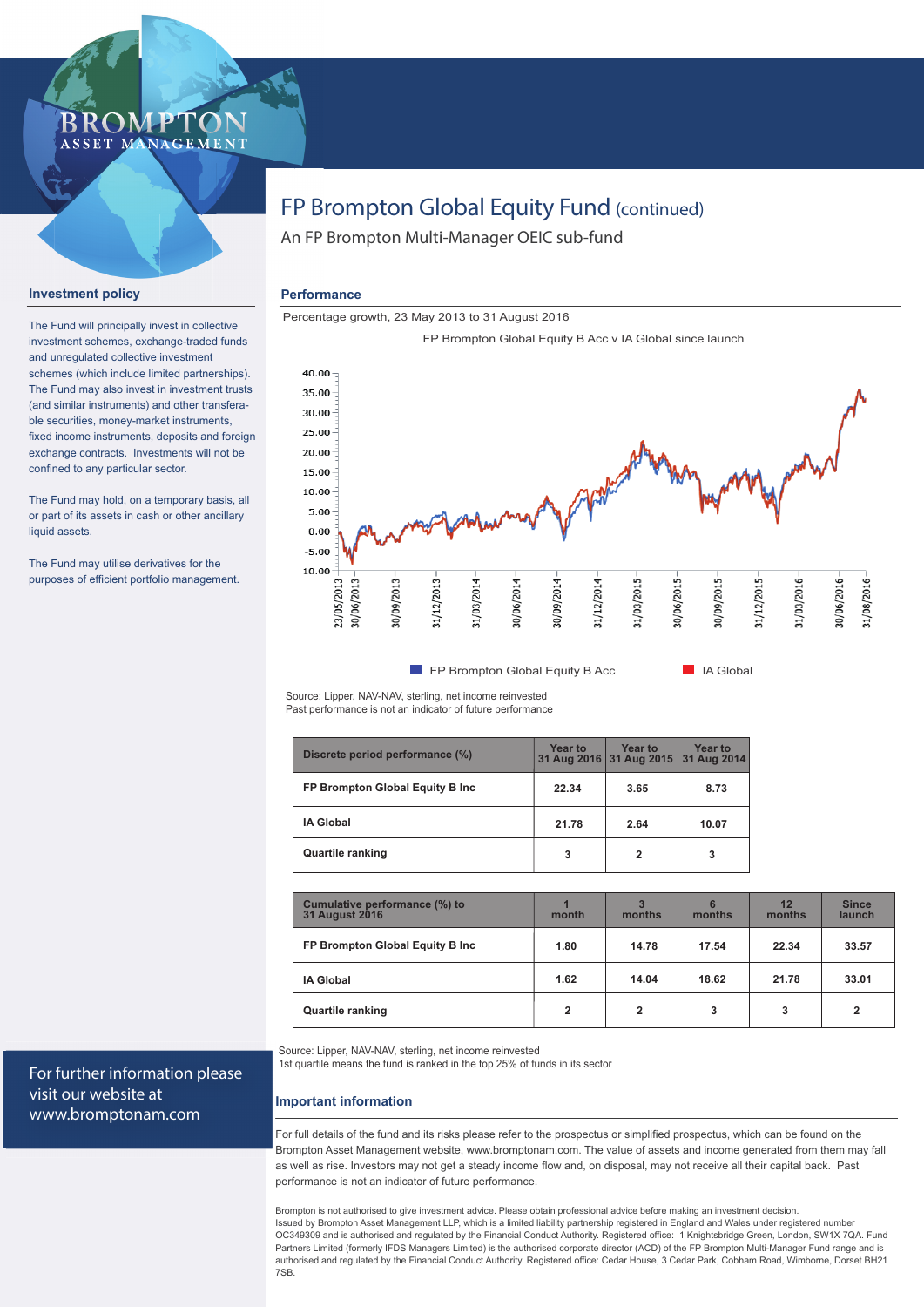BROMPTON
ASSET MANAGEMENT

# FP Brompton Global Equity Fund (continued)

An FP Brompton Multi-Manager OEIC sub-fund

## Investment policy

The Fund will principally invest in collective investment schemes, exchange-traded funds and unregulated collective investment schemes (which include limited partnerships). The Fund may also invest in investment trusts (and similar instruments) and other transferable securities, money-market instruments, fixed income instruments, deposits and foreign exchange contracts. Investments will not be confined to any particular sector.

The Fund may hold, on a temporary basis, all or part of its assets in cash or other ancillary liquid assets.

The Fund may utilise derivatives for the purposes of efficient portfolio management.

## Performance

Percentage growth, 23 May 2013 to 31 August 2016

FP Brompton Global Equity B Acc v IA Global since launch

40.00
35.00
30.00
25.00
20.00
15.00
10.00
5.00
0.00
-5.00
-10.00

23/05/2013
30/06/2013
30/09/2013
31/12/2013
31/03/2014
30/06/2014
30/09/2014
31/12/2014
31/03/2015
30/06/2015
30/09/2015
31/12/2015
31/03/2016
30/06/2016
31/08/2016

FP Brompton Global Equity B Acc
IA Global

Source: Lipper, NAV-NAV, sterling, net income reinvested
Past performance is not an indicator of future performance

| Discrete period performance (%) | Year to 31 Aug 2016 | Year to 31 Aug 2015 | Year to 31 Aug 2014 |
|---|---|---|---|
| FP Brompton Global Equity B Inc | 22.34 | 3.65 | 8.73 |
| IA Global | 21.78 | 2.64 | 10.07 |
| Quartile ranking | 3 | 2 | 3 |

| Cumulative performance (%) to 31 August 2016 | 1 month | 3 months | 6 months | 12 months | Since launch |
|---|---|---|---|---|---|
| FP Brompton Global Equity B Inc | 1.80 | 14.78 | 17.54 | 22.34 | 33.57 |
| IA Global | 1.62 | 14.04 | 18.62 | 21.78 | 33.01 |
| Quartile ranking | 2 | 2 | 3 | 3 | 2 |

Source: Lipper, NAV-NAV, sterling, net income reinvested
1st quartile means the fund is ranked in the top 25% of funds in its sector

For further information please visit our website at www.bromptonam.com

## Important information

For full details of the fund and its risks please refer to the prospectus or simplified prospectus, which can be found on the Brompton Asset Management website, www.bromptonam.com. The value of assets and income generated from them may fall as well as rise. Investors may not get a steady income flow and, on disposal, may not receive all their capital back. Past performance is not an indicator of future performance.

Brompton is not authorised to give investment advice. Please obtain professional advice before making an investment decision. Issued by Brompton Asset Management LLP, which is a limited liability partnership registered in England and Wales under registered number OC349309 and is authorised and regulated by the Financial Conduct Authority. Registered office: 1 Knightsbridge Green, London, SW1X 7QA. Fund Partners Limited (formerly IFDS Managers Limited) is the authorised corporate director (ACD) of the FP Brompton Multi-Manager Fund range and is authorised and regulated by the Financial Conduct Authority. Registered office: Cedar House, 3 Cedar Park, Cobham Road, Wimborne, Dorset BH21 7SB.